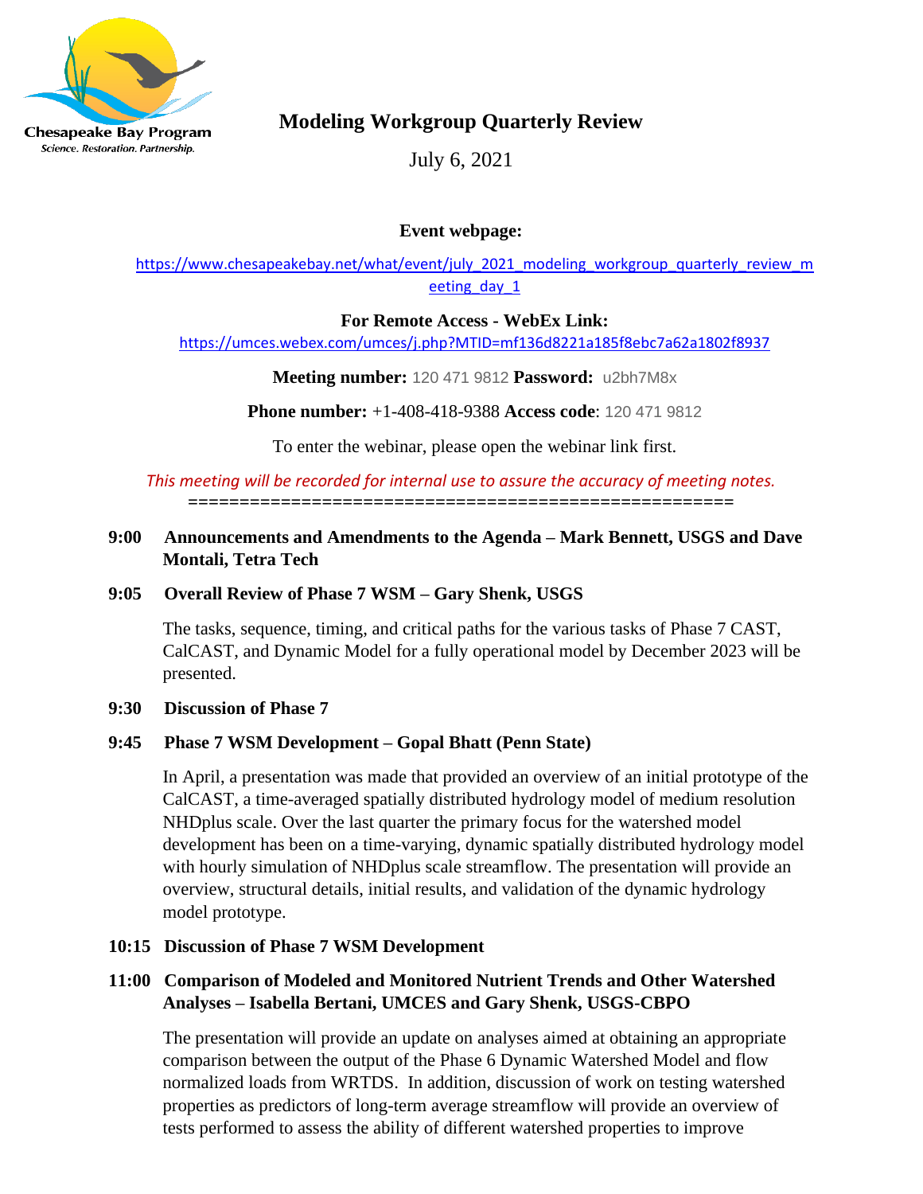Chesapeake Bay Program
*Science. Restoration. Partnership.*

# Modeling Workgroup Quarterly Review

July 6, 2021

**Event webpage:**

https://www.chesapeakebay.net/what/event/july_2021_modeling_workgroup_quarterly_review_meeting_day_1

**For Remote Access - WebEx Link:**
https://umces.webex.com/umces/j.php?MTID=mf136d8221a185f8ebc7a62a1802f8937

**Meeting number:** 120 471 9812 **Password:** u2bh7M8x

**Phone number:** +1-408-418-9388 **Access code**: 120 471 9812

To enter the webinar, please open the webinar link first.

*This meeting will be recorded for internal use to assure the accuracy of meeting notes.*

=====================================================

**9:00 Announcements and Amendments to the Agenda – Mark Bennett, USGS and Dave Montali, Tetra Tech**

**9:05 Overall Review of Phase 7 WSM – Gary Shenk, USGS**

The tasks, sequence, timing, and critical paths for the various tasks of Phase 7 CAST, CalCAST, and Dynamic Model for a fully operational model by December 2023 will be presented.

**9:30 Discussion of Phase 7**

**9:45 Phase 7 WSM Development – Gopal Bhatt (Penn State)**

In April, a presentation was made that provided an overview of an initial prototype of the CalCAST, a time-averaged spatially distributed hydrology model of medium resolution NHDplus scale. Over the last quarter the primary focus for the watershed model development has been on a time-varying, dynamic spatially distributed hydrology model with hourly simulation of NHDplus scale streamflow. The presentation will provide an overview, structural details, initial results, and validation of the dynamic hydrology model prototype.

**10:15 Discussion of Phase 7 WSM Development**

**11:00 Comparison of Modeled and Monitored Nutrient Trends and Other Watershed Analyses – Isabella Bertani, UMCES and Gary Shenk, USGS-CBPO**

The presentation will provide an update on analyses aimed at obtaining an appropriate comparison between the output of the Phase 6 Dynamic Watershed Model and flow normalized loads from WRTDS. In addition, discussion of work on testing watershed properties as predictors of long-term average streamflow will provide an overview of tests performed to assess the ability of different watershed properties to improve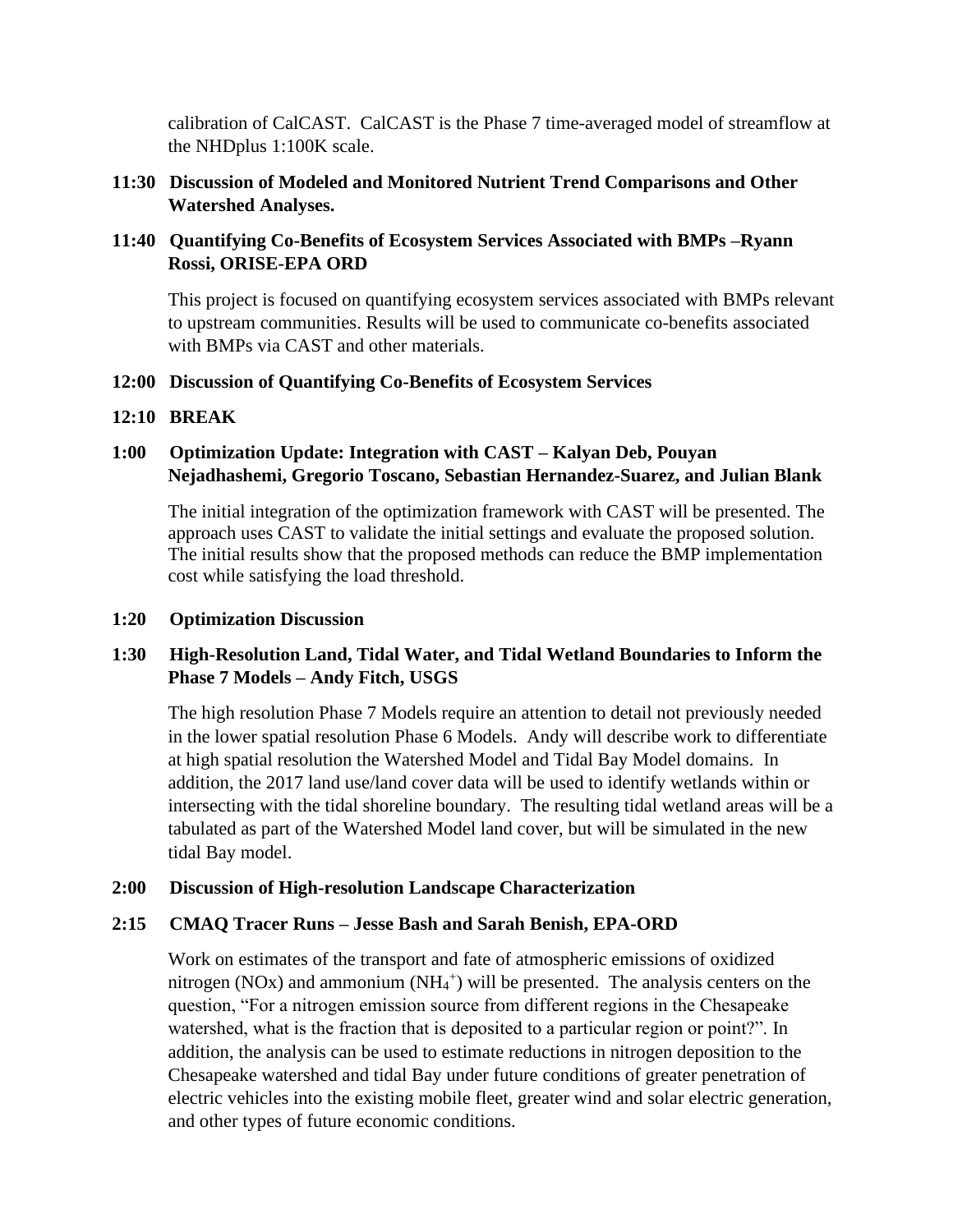calibration of CalCAST. CalCAST is the Phase 7 time-averaged model of streamflow at the NHDplus 1:100K scale.

**11:30 Discussion of Modeled and Monitored Nutrient Trend Comparisons and Other Watershed Analyses.**

**11:40 Quantifying Co-Benefits of Ecosystem Services Associated with BMPs –Ryann Rossi, ORISE-EPA ORD**

This project is focused on quantifying ecosystem services associated with BMPs relevant to upstream communities. Results will be used to communicate co-benefits associated with BMPs via CAST and other materials.

**12:00 Discussion of Quantifying Co-Benefits of Ecosystem Services**

**12:10 BREAK**

**1:00 Optimization Update: Integration with CAST – Kalyan Deb, Pouyan Nejadhashemi, Gregorio Toscano, Sebastian Hernandez-Suarez, and Julian Blank**

The initial integration of the optimization framework with CAST will be presented. The approach uses CAST to validate the initial settings and evaluate the proposed solution. The initial results show that the proposed methods can reduce the BMP implementation cost while satisfying the load threshold.

**1:20 Optimization Discussion**

**1:30 High-Resolution Land, Tidal Water, and Tidal Wetland Boundaries to Inform the Phase 7 Models – Andy Fitch, USGS**

The high resolution Phase 7 Models require an attention to detail not previously needed in the lower spatial resolution Phase 6 Models. Andy will describe work to differentiate at high spatial resolution the Watershed Model and Tidal Bay Model domains. In addition, the 2017 land use/land cover data will be used to identify wetlands within or intersecting with the tidal shoreline boundary. The resulting tidal wetland areas will be a tabulated as part of the Watershed Model land cover, but will be simulated in the new tidal Bay model.

**2:00 Discussion of High-resolution Landscape Characterization**

**2:15 CMAQ Tracer Runs – Jesse Bash and Sarah Benish, EPA-ORD**

Work on estimates of the transport and fate of atmospheric emissions of oxidized nitrogen (NOx) and ammonium ($NH_4^+$) will be presented. The analysis centers on the question, "For a nitrogen emission source from different regions in the Chesapeake watershed, what is the fraction that is deposited to a particular region or point?". In addition, the analysis can be used to estimate reductions in nitrogen deposition to the Chesapeake watershed and tidal Bay under future conditions of greater penetration of electric vehicles into the existing mobile fleet, greater wind and solar electric generation, and other types of future economic conditions.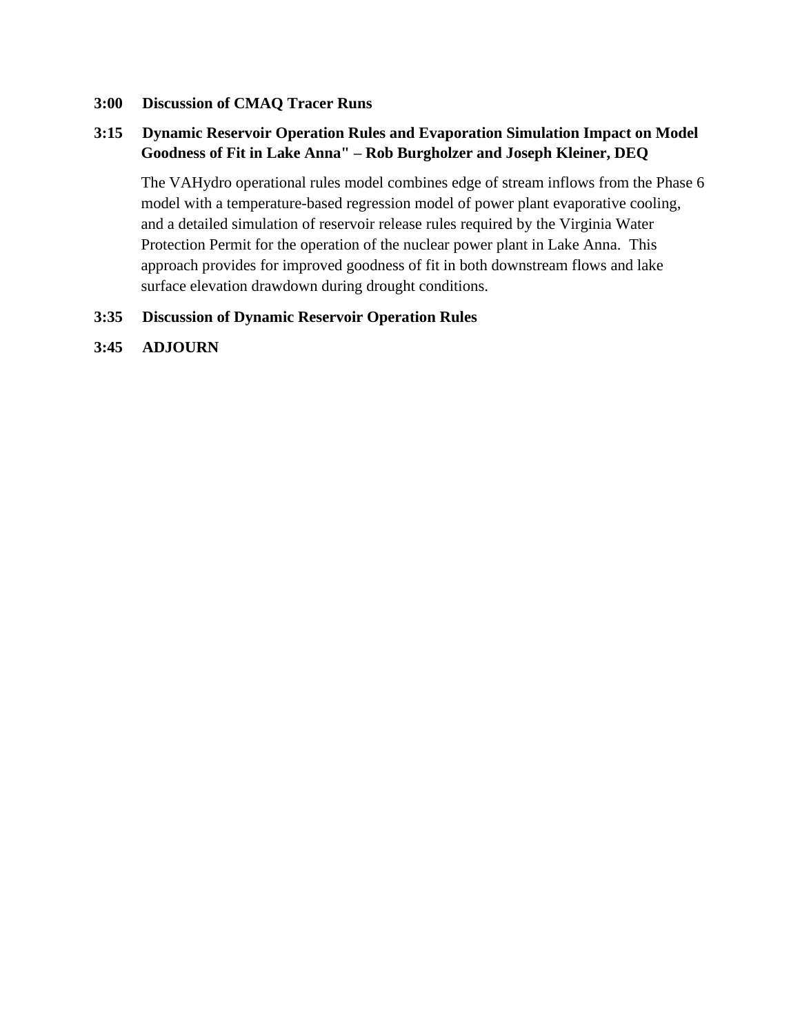**3:00 Discussion of CMAQ Tracer Runs**

**3:15 Dynamic Reservoir Operation Rules and Evaporation Simulation Impact on Model Goodness of Fit in Lake Anna" – Rob Burgholzer and Joseph Kleiner, DEQ**

The VAHydro operational rules model combines edge of stream inflows from the Phase 6 model with a temperature-based regression model of power plant evaporative cooling, and a detailed simulation of reservoir release rules required by the Virginia Water Protection Permit for the operation of the nuclear power plant in Lake Anna. This approach provides for improved goodness of fit in both downstream flows and lake surface elevation drawdown during drought conditions.

**3:35 Discussion of Dynamic Reservoir Operation Rules**

**3:45 ADJOURN**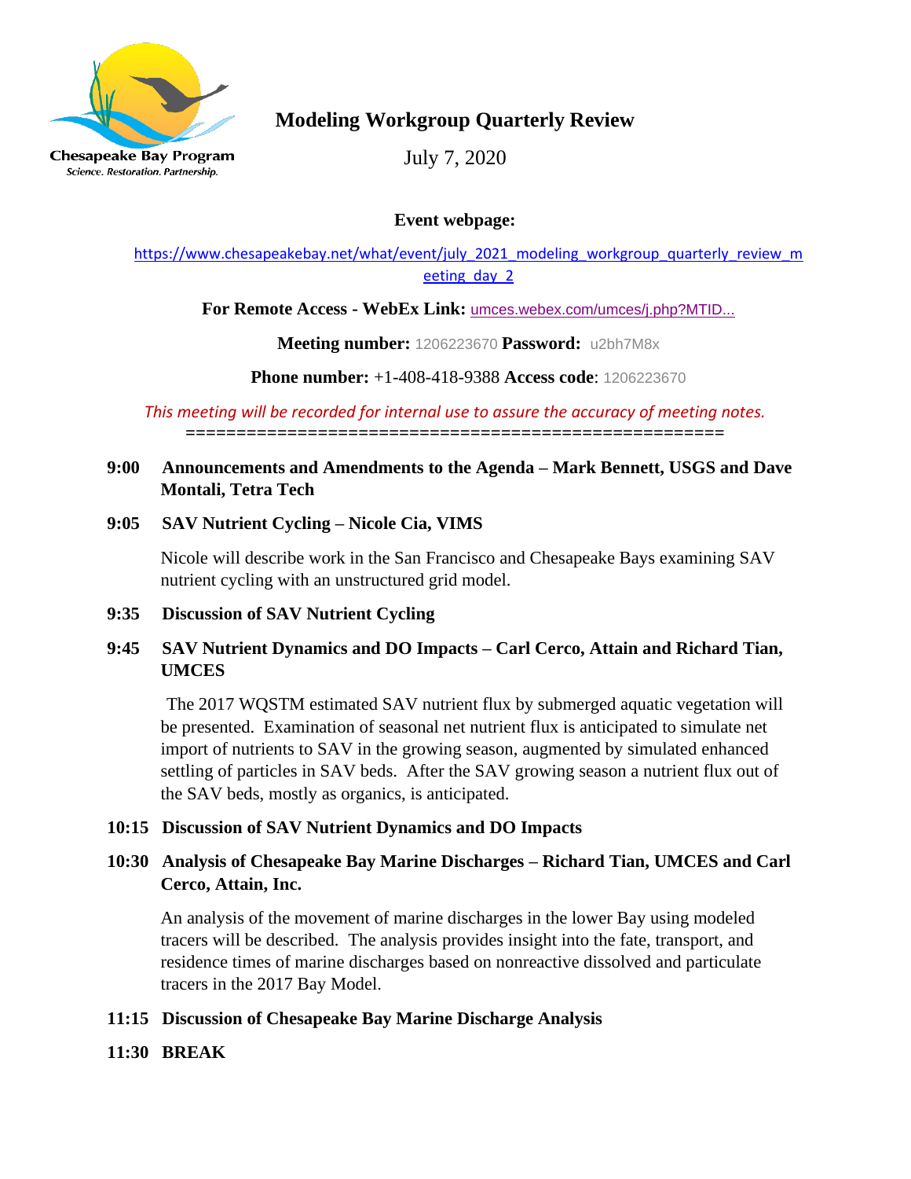Chesapeake Bay Program

Science. Restoration. Partnership.

# Modeling Workgroup Quarterly Review

July 7, 2020

**Event webpage:**

https://www.chesapeakebay.net/what/event/july_2021_modeling_workgroup_quarterly_review_meeting_day_2

**For Remote Access - WebEx Link:** umces.webex.com/umces/j.php?MTID...

**Meeting number:** 1206223670 **Password:** u2bh7M8x

**Phone number:** +1-408-418-9388 **Access code**: 1206223670

*This meeting will be recorded for internal use to assure the accuracy of meeting notes.*

====================================================

**9:00 Announcements and Amendments to the Agenda – Mark Bennett, USGS and Dave Montali, Tetra Tech**

**9:05 SAV Nutrient Cycling – Nicole Cia, VIMS**

Nicole will describe work in the San Francisco and Chesapeake Bays examining SAV nutrient cycling with an unstructured grid model.

**9:35 Discussion of SAV Nutrient Cycling**

**9:45 SAV Nutrient Dynamics and DO Impacts – Carl Cerco, Attain and Richard Tian, UMCES**

The 2017 WQSTM estimated SAV nutrient flux by submerged aquatic vegetation will be presented. Examination of seasonal net nutrient flux is anticipated to simulate net import of nutrients to SAV in the growing season, augmented by simulated enhanced settling of particles in SAV beds. After the SAV growing season a nutrient flux out of the SAV beds, mostly as organics, is anticipated.

**10:15 Discussion of SAV Nutrient Dynamics and DO Impacts**

**10:30 Analysis of Chesapeake Bay Marine Discharges – Richard Tian, UMCES and Carl Cerco, Attain, Inc.**

An analysis of the movement of marine discharges in the lower Bay using modeled tracers will be described. The analysis provides insight into the fate, transport, and residence times of marine discharges based on nonreactive dissolved and particulate tracers in the 2017 Bay Model.

**11:15 Discussion of Chesapeake Bay Marine Discharge Analysis**

**11:30 BREAK**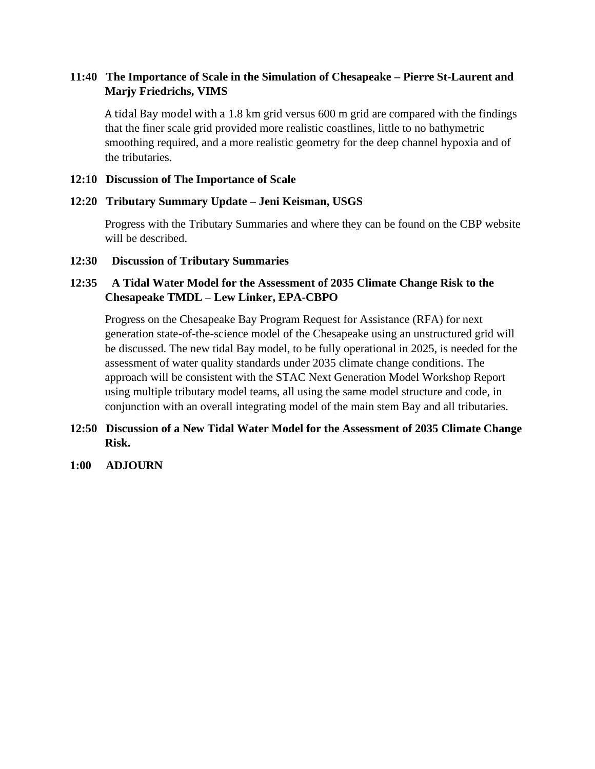**11:40 The Importance of Scale in the Simulation of Chesapeake – Pierre St-Laurent and Marjy Friedrichs, VIMS**

A tidal Bay model with a 1.8 km grid versus 600 m grid are compared with the findings that the finer scale grid provided more realistic coastlines, little to no bathymetric smoothing required, and a more realistic geometry for the deep channel hypoxia and of the tributaries.

**12:10 Discussion of The Importance of Scale**

**12:20 Tributary Summary Update – Jeni Keisman, USGS**

Progress with the Tributary Summaries and where they can be found on the CBP website will be described.

**12:30 Discussion of Tributary Summaries**

**12:35 A Tidal Water Model for the Assessment of 2035 Climate Change Risk to the Chesapeake TMDL – Lew Linker, EPA-CBPO**

Progress on the Chesapeake Bay Program Request for Assistance (RFA) for next generation state-of-the-science model of the Chesapeake using an unstructured grid will be discussed. The new tidal Bay model, to be fully operational in 2025, is needed for the assessment of water quality standards under 2035 climate change conditions. The approach will be consistent with the STAC Next Generation Model Workshop Report using multiple tributary model teams, all using the same model structure and code, in conjunction with an overall integrating model of the main stem Bay and all tributaries.

**12:50 Discussion of a New Tidal Water Model for the Assessment of 2035 Climate Change Risk.**

**1:00 ADJOURN**